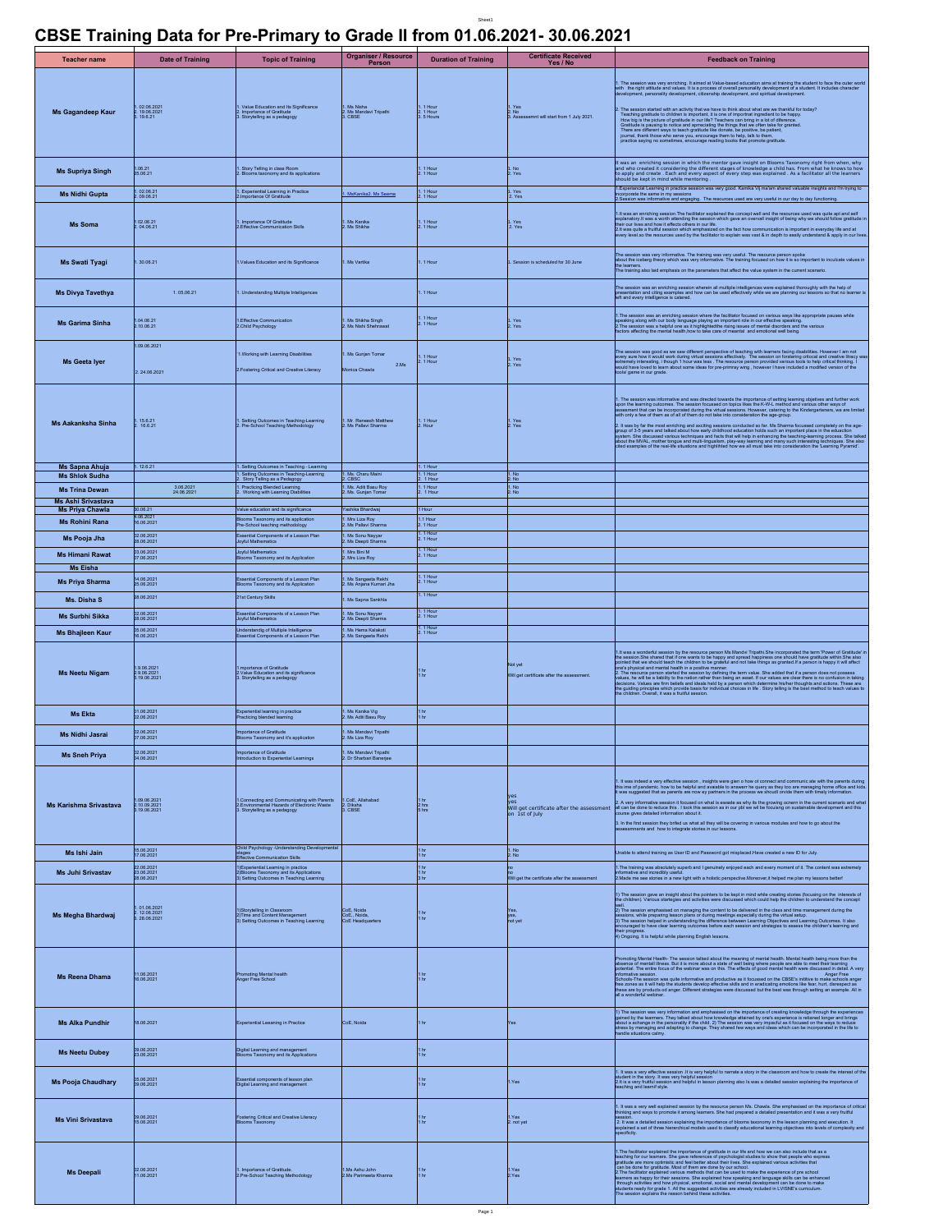# CBSE Training Data for Pre-Primary to Grade II from 01.06.2021- 30.06.2021

| Teacher name | Date of Training | Topic of Training | Organiser / Resource Person | Duration of Training | Certificate Received Yes / No | Feedback on Training |
|---|---|---|---|---|---|---|
| Ms Gagandeep Kaur | 1. 02.06.2021<br>2. 19.06.2021<br>3. 19.6.21 | 1. Value Education and Its Significance<br>2. Importance of Gratitude<br>3. Storytelling as a pedagogy | 1. Ms Nisha<br>2. Ms Mandavi Tripathi<br>3. CBSE | 1. 1 Hour<br>2. 1 Hour<br>3. 5 Hours | 1. Yes<br>2. No<br>3. Assessemnt will start from 1 July 2021. | 1. The session was very enriching. It aimed at Value-based education aims at training the student to face the outer world with the right attitude and values. It is a process of overall personality development of a student. It includes character development, personality development, citizenship development, and spiritual development.<br>2. The session started with an activity that we have to think about what are we thankful for today? Teaching gratitude to children is important. It is one of important ingredient to be happy. How big is the picture of gratitude in our life? Teachers can bring in a lot of difference. Gratitude is pausing to notice and appreciating the things that we often take for granted. There are different ways to teach gratitude like donate, be positive, be patient, journal, thank those who serve you, encourage them to help, talk to them, practice saying no sometimes, encourage reading books that promote gratitude. |
| Ms Supriya Singh | 1.06.21<br>25.06.21 | 1. Story Telling in class Room<br>2. Blooms taxonomy and its applications | | 1. 1 Hour<br>2. 1 Hour | 1. No<br>2. Yes | It was an enriching session in which the mentor gave insight on Blooms Taxonomy right from when, why and who created it considering the different stages of knowledge a child has. From what he knows to how to apply and create . Each and every aspect of every step was explained . As a facilitator all the learners should be kept in mind while mentoring . |
| Ms Nidhi Gupta | 1. 02.06.21<br>2. 09.06.21 | 1. Experiential Learning in Practice<br>2.Importance Of Gratitude | 1.MsKanika2. Ms Seema | 1. 1 Hour<br>2. 1 Hour | 1. Yes<br>2. Yes | 1.Experiencial Learning in practice session was very good. Kanika Vij ma'am shared valuable insights and I'm trying to incorporate the same in my sessions<br>2.Session was informative and engaging . The resources used are very useful in our day to day functioning. |
| Ms Soma | 1.02.06.21<br>2. 04.06.21 | 1. Importance Of Gratitude<br>2.Effective Communication Skills | 1. Ms Kanika<br>2. Ms Shikha | 1. 1 Hour<br>2. 1 Hour | 1. Yes<br>2. Yes | 1.It was an enriching session.The facilitator explained the concept well and the resources used was quite apt and self explanatory.It was a worth attending the session which gave an overall insight of being why we should follow gratitude in their our lives and how it effects others in our life.<br>2.It was quite a fruitful session which emphasized on the fact how communication is important in everyday life and at every level so the resources used by the facilitator to explain was vast & in depth to easily understand & apply in our lives. |
| Ms Swati Tyagi | 1. 30.06.21 | 1.Values Education and its Significance | 1. Ms Vartika | 1. 1 Hour | 1. Session is scheduled for 30 June | The session was very informative. The training was very useful. The resource person spoke about the iceberg theory which was very informative. The training focused on how it is so important to inculcate values in the learners.<br>The training also laid emphasis on the parameters that affect the value system in the current scenario. |
| Ms Divya Tavethya | 1. 03.06.21 | 1. Understanding Multiple Intelligences | | 1. 1 Hour | | The session was an enriching session wherein all multiple intelligences were explained thoroughly with the help of presentation and citing examples and how can be used effectively while we are planning our lessons so that no learner is left and every intelligence is catered . |
| Ms Garima Sinha | 1.04.06.21<br>2.10.06.21 | 1.Effective Communication<br>2.Child Psychology | 1. Ms Shikha Singh<br>2. Ms Nishi Shehrawat | 1. 1 Hour<br>2. 1 Hour | 1. Yes<br>2. Yes | 1.The session was an enriching session where the facilitator focused on various ways like appropriate pauses while speaking along with our body language playing an important role in our effective speaking.<br>2.The session was a helpful one as it highlightedthe rising issues of mental disorders and the various factors effecting the mental health,how to take care of meantal and emotional well being. |
| Ms Geeta Iyer | 1.09.06.2021<br><br>2. 24.06.2021 | 1.Working with Learning Disabilities<br><br>2.Fostering Critical and Creative Literacy | 1. Ms Gunjan Tomar<br>2.Ms Monica Chawla | 1. 1 Hour<br>2. 1 Hour | 1. Yes<br>2. Yes | The session was good as we saw different perspective of teaching with learners facing disabilities. However I am not very sure how it would work during virtual sessions effectively . The session on forstering critical and creative literacy was extremely interesting, I though 1 hour was less . The resource person provided various tools to help critical thinking. I would have loved to learn about some ideas for pre-primray wing , however I have included a modified version of the tools/ game in our grade . |
| Ms Aakanksha Sinha | 1. 15.6.21<br>2. 18.6.21 | 1. Setting Outcomes in Teaching-Learning<br>2. Pre-School Teaching Methodology | 1. Mr. Renessh Mathew<br>2. Ms Pallavi Sharma | 1. 1 Hour<br>2. Hour | 1. Yes<br>2. Yes | 1. The session was informative and was directed towards the importance of setting learning objetives and further work upon the learning outcomes. The session focused on topics likes the K-W-L method and various other ways of assessment that can be incorporated during the virtual sessions. However, catering to the Kindergarteners, we are limited with only a few of them as of all of them do not take into consideration the age-group.<br>2. It was by far the most enriching and exciting sessions conducted so far. Ms Sharma focussed completely on the age-group of 3-5 years and talked about how early childhood education holds such an important place in the education system. She discussed various techniques and facts that will help in enhancing the teaching-learning process. She talked about the MVAL, mother tongue and multi-lingualism, play-way learning and many such interesting techniques. She also cited examples of the real-life situations and highlited how we all must take into consideration the 'Learning Pyramid'. |
| Ms Sapna Ahuja | 1. 12.6.21 | 1. Setting Outcomes in Teaching - Learning | | 1. 1 Hour | | |
| Ms Shlok Sudha | | 1. Setting Outcomes in Teaching-Learning<br>2. Story Telling as a Pedagogy | 1. Ms. Charu Maini<br>2. CBSC | 1. 1 Hour<br>2. 1 Hour | 1. No<br>2. No | |
| Ms Trina Dewan | 3.06.2021<br>24.06.2021 | 1. Practicing Blended Learning<br>2. Working with Learning Disabilities | 1. Ms. Aditi Basu Roy<br>2. Ms. Gunjan Tomar | 1. 1 Hour<br>2. 1 Hour | 1. No<br>2. No | |
| Ms Ashi Srivastava | | | | | | |
| Ms Priya Chawla | 30.06.21 | Value education and its significance | Yashika Bhardwaj | 1 Hour | | |
| Ms Rohini Rana | 4.06.2021<br>16.06.2021 | Blooms Taxonomy and its application<br>Pre-School teaching methodology | 1. Mrs Liza Roy<br>2. Ms Pallavi Sharma | 1.1 Hour<br>2. 1 Hour | | |
| Ms Pooja Jha | 02.06.2021<br>08.06.2021 | Essential Components of a Lesson Plan<br>Joyful Mathematics | 1. Ms Sonu Nayyar<br>2. Ms Deepti Sharma | 1. 1 Hour<br>2. 1 Hour | | |
| Ms Himani Rawat | 03.06.2021<br>07.06.2021 | Joyful Mathematics<br>Blooms Taxonomy and its Application | 1. Mrs Bini M<br>2. Mrs Liza Roy | 1. 1 Hour<br>2. 1 Hour | | |
| Ms Eisha | | | | | | |
| Ms Priya Sharma | 14.06.2021<br>25.06.2021 | Essential Components of a Lesson Plan<br>Blooms Taxonomy and its Application | 1. Ms Sangeeta Rekhi<br>2. Ms Anjana Kumari Jha | 1. 1 Hour<br>2. 1 Hour | | |
| Ms. Disha S | 08.06.2021 | 21st Century Skills | 1. Ms Sapna Sankhla | 1. 1 Hour | | |
| Ms Surbhi Sikka | 02.06.2021<br>08.06.2021 | Essential Components of a Lesson Plan<br>Joyful Mathematics | 1. Ms Sonu Nayyar<br>2. Ms Deepti Sharma | 1. 1 Hour<br>2. 1 Hour | | |
| Ms Bhajleen Kaur | 05.06.2021<br>16.06.2021 | Understandig of Multiple Intelligence<br>Essential Components of a Lesson Plan | 1. Ms Hema Kalakoti<br>2. Ms Sangeeta Rekhi | 1. 1 Hour<br>2. 1 Hour | | |
| Ms Neetu Nigam | 1.9.06.2021<br>2.9.06.2021<br>3.19.06.2021 | 1.mportance of Gratitude<br>2.Value Education and its significance<br>3. Storytelling as a pedagogy | | 1 hr<br>1 hr | Not yet<br><br>Will get certificate after the assessment. | 1.It was a wonderful session by the resource person Ms.Mandvi Tripathi.She incorporated the term 'Power of Gratitude' in the session.She shared that if one wants to be happy and spread happiness one should have gratitude within.She also pointed that we should teach the children to be grateful and not take things as granted.If a person is happy it will affect one's physical and mental health in a positive manner.<br>2. The resource person started the session by defining the term value. She added that if a person does not possess values, he will be a liability to the nation rather than being an asset. If our values are clear there is no confusion in taking decisions. Values are firm beliefs and ideals held by a person which determine his/her thoughts and actions. These are the guiding principles which provide basis for individual choices in life . Story telling is the best method to teach values to the children. Overall, it was a fruitful session. |
| Ms Ekta | 01.06.2021<br>02.06.2021 | Experiential learning in practice<br>Practicing blended learning | 1. Ms Kanika Vig<br>2. Ms Aditi Basu Roy | 1 hr<br>1 hr | | |
| Ms Nidhi Jasrai | 02.06.2021<br>07.06.2021 | Importance of Gratitude<br>Blooms Taxonomy and it's application | 1. Ms Mandavi Tripathi<br>2. Ms Liza Roy | | | |
| Ms Sneh Priya | 02.06.2021<br>04.06.2021 | Importance of Gratitude<br>Introduction to Experiential Learnings | 1. Ms Mandavi Tripathi<br>2. Dr Sharbani Banerjee | | | |
| Ms Karishma Srivastava | 1.09.06.2021<br>2.10.09.2021<br>3.19.06.2021 | 1.Connecting and Communicating with Parents<br>2.Environmental Hazards of Electronic Waste<br>3. Storytelling as a pedagogy | 1.CoE, Allahabad<br>2. Diksha<br>3. CBSE | 1 hr<br>2 hrs<br>5 hrs | yes<br>yes<br>Will get certificate after the assessment on 1st of July | 1. It was indeed a very effective session , insights were gien o how of connect and communicate with the parents during this time of pandemic. how to be helpful and available to answer he query as they too are managing home office and kids. It was suggested that as parents are now ey partners in the process we should onvide them with timely information.<br>2. A very informative session it focused on what is ewaste as why its the growing ocnern in the current scenario and what all can be done to reduce this . I took this session as in our pbl we will be focusing on sustainable development and this course gives detailed information about it.<br>3. In the first session they briefed us what all they will be covering in various modules and how to go about the assessments and how to integrate stories in our lessons. |
| Ms Ishi Jain | 15.06.2021<br>17.06.2021 | Child Psychology -Understanding Developmental stages<br>Effective Communication Skills | | 1 hr<br>1 hr | 1. No<br>2. No | Unable to attend training as User ID and Password got misplaced.Have created a new ID for July. |
| Ms Juhi Srivastav | 22.06.2021<br>23.06.2021<br>28.06.2021 | 1)Experiential Learning in practice<br>2)Blooms Taxonomy and its Applications<br>3) Setting Outcomes in Teaching Learning | | 1 hr<br>1 hr<br>3 hr | no<br>no<br>Will get the certificate after the assessment | 1.The training was absolutely superb and I genuinely enjoyed each and every moment of it. The content was extremely informative and incredibly useful.<br>2.Made me see stories in a new light with a holistic perspective.Moreover,it helped me plan my lessons better! |
| Ms Megha Bhardwaj | 1. 01.06.2021<br>2. 12.06.2021<br>3. 28.06.2021 | 1)Storytelling in Classroom<br>2)Time and Content Management<br>3) Setting Outcomes in Teaching Learning | CoE, Noida<br>CoE,, Noida,<br>CoE Headquarters | 1 hr<br>1 hr | Yes,<br>yes,<br>not yet | 1) The session gave an insight about the pointers to be kept in mind while creating stories (focusing on the interests of the children). Various startegies and activities were discussed which could help the children to understand the concept well.<br>2) The session emphasized on managing the content to be delivered in the class and time management during the sessions, while preparing lesson plans or during meetings especially during the virtual setup.<br>3) The session helped in understanding the difference between Learning Objectives and Learning Outcomes. It also encouraged to have clear learning outcomes before each session and strategies to assess the children's learning and their progress.<br>4) Ongoing. It is helpful while planning English lessons. |
| Ms Reena Dhama | 11.06.2021<br>16.06.2021 | Promoting Mental health<br>Anger Free School | | 1 hr<br>1 hr | | Promoting Mental Health- The session talked about the meaning of mental health. Mental health being more than the absence of mentall illness. But it is more about a state of well being where people are able to meet their learning potentiall. The entire focus of the webinar was on this. The effects of good mental health were discussed in detail. A very informative session. Anger Free Schools-The session was quite informative and productive as it focussed on the CBSE's initive to make schools anger free zones as it will help the students develop effective skills and in eradicating emotions like fear, hurt, disrespect as these are by products od anger. Different strategies were discussed but the best was through setting an example. All in all a wonderful webinar. |
| Ms Alka Pundhir | 18.06.2021 | Experiential Learning in Practice | CoE, Noida | 1 hr | Yes | 1) The session was very information and emphasised on the importance of creating knowledge through the experiences gained by the learners. They talked about how knowledge attained by one's experience is retianed longer and brings about a achange in the personality if the child. 2) The session was very impactful as it focused on the ways to reduce stress by managing and adapting to change. They shared few ways and ideas which can be incorporated in the life to handle situations calmy. |
| Ms Neetu Dubey | 09.06.2021<br>23.06.2021 | Digital Learning and management<br>Blooms Taxonomy and Its Applications | | 1 hr<br>1 hr | | |
| Ms Pooja Chaudhary | 05.06.2021<br>09.06.2021 | Essential components of lesson plan<br>Digital Learning and management | | 1 hr<br>1 hr | 1.Yes | 1. It was a very effective session .It is very helpful to narrate a story in the classroom and how to create the interest of the student in the story. It was very helpful session.<br>2.It is a very fruitful session and helpful in lesson planning also Is was a detailed session explaining the importance of teaching and learnif style. |
| Ms Vini Srivastava | 09.06.2021<br>15.06.2021 | Fostering Critical and Creative Literacy<br>Blooms Taxonomy | | 1 hr<br>1 hr | 1.Yes<br>2. not yet | 1. It was a very well explained session by the resource person Ms. Chawla. She emphasised on the importance of critical thinking and ways to promote it among learners. She had prepared a detailed presentation and it was a very fruitful session.<br>2. It was a detailed session explaining the importance of blooms taxonomy in the lesson planning and execution. It explained a set of three hierarchical models used to classify educational learning objectives into levels of complexity and specificity. |
| Ms Deepali | 02.06.2021<br>11.06.2021 | 1. Importance of Gratitude.<br>2.Pre-School Teaching Methodology | 1.Ms Ashu John<br>2.Ms Parmeeta Khanna | 1 hr<br>1 hr | 1.Yes<br>2.Yes | 1.The facilitator explained the importance of gratitude in our life and how we can also include that as a teaching for our learners. She gave references of psychologist studies to show that people who express gratitude are more optimistic and feel better about their lives. She explained various activities that can be done for gratitude. Most of them are done by our school.<br>2. The facilitator explained various methods that can be used to make the experience of pre school learners as happy for their sessions. She explained how speaking and language skills can be enhanced through activities and how physical, emotional, social and mental development can be done to make students ready for grade 1. All the suggested activities are already included in LV/ISNE's curriculum. The session explains the reason behind these activities. |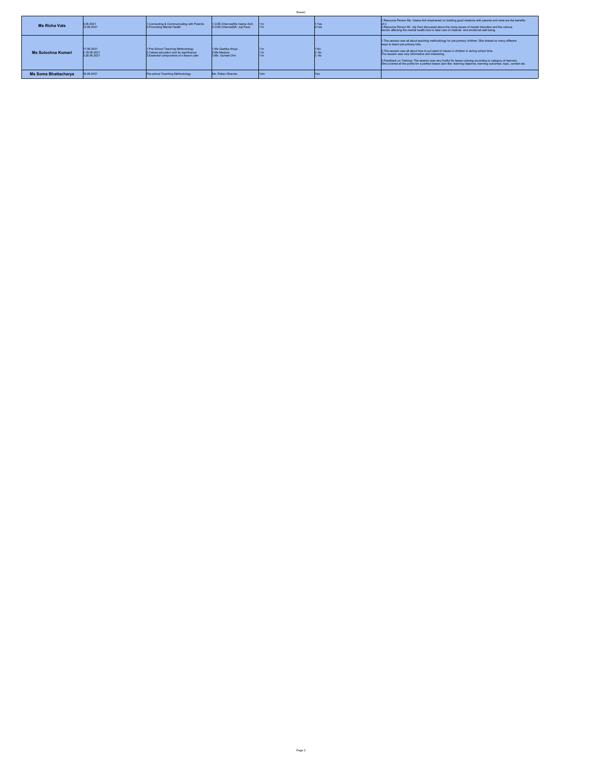| | | | | | | |
|---|---|---|---|---|---|---|
| **Ms Richa Vats** | 5.06.2021<br>12.06.2021 | 1.Connecting & Communicating with Parents<br>2.Promoting Mental Health | 1.COE,Chennai(Ms Veena Anil)<br>2.COE,Chennai(Mr. Joji Paul) | 1 hr<br>1 hr | 1.Yes<br>2.Yes | 1.Resource Person Ms. Veena Anil emphasied on building good relations with parents and what are the benefits of it.<br>2.Resource Person Mr. Joji Paul discussed about the rising issues of mental disorders and the various factors affecting the mental health,how to take care of meantal and emotional well being. |
| **Ms Sulochna Kumari** | 17.06.2021<br>2.19.06.2021<br>3.28.06.2021 | 1.Pre-School Teaching Methodology<br>2.Values education and its significance<br>3.Essential components of a lesson plan | 1.Ms Geetika Ahuja<br>2.Ms Manjula<br>3.Ms. Guneet Ohri | 1 hr<br>1 hr<br>1 hr | 1.No<br>2. No<br>3. No | 1.The session was all about teaching methodology for pre-primary children. She shared so many different ways to teach pre-primary kids.<br>2.The session was all about how to put seed of values in children in during school time. The session was very informative and interesting.<br>3.Feedback on Training- The session was very fruitful for lesson planing according to category of learners. She covered all the points for a perfect lesson plan like- learning objective, learning outcomes, topic, content etc. |
| **Ms Soma Bhattacharya** | 16.06.2021 | Pre-school Teaching Methodology | Ms. Pallavi Sharma | 1nhr | Yes | |